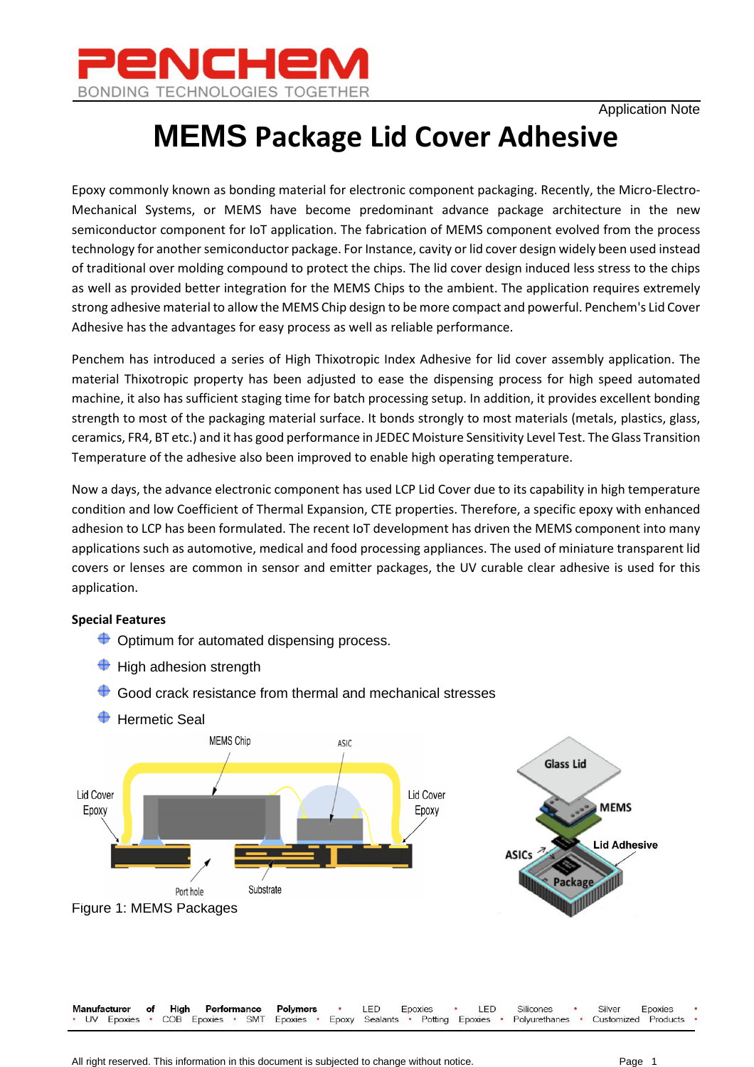Application Note

# MEMS Package Lid Cover Adhesive

Epoxy commonly known as bonding material for electronic component packaging. Recently, the Micro-Electro-Mechanical Systems, or MEMS have become predominant advance package architecture in the new semiconductor component for IoT application. The fabrication of MEMS component evolved from the process technology for another semiconductor package. For Instance, cavity or lid cover design widely been used instead of traditional over molding compound to protect the chips. The lid cover design induced less stress to the chips as well as provided better integration for the MEMS Chips to the ambient. The application requires extremely strong adhesive material to allow the MEMS Chip design to be more compact and powerful. Penchem's Lid Cover Adhesive has the advantages for easy process as well as reliable performance.

Penchem has introduced a series of High Thixotropic Index Adhesive for lid cover assembly application. The material Thixotropic property has been adjusted to ease the dispensing process for high speed automated machine, it also has sufficient staging time for batch processing setup. In addition, it provides excellent bonding strength to most of the packaging material surface. It bonds strongly to most materials (metals, plastics, glass, ceramics, FR4, BT etc.) and it has good performance in JEDEC Moisture Sensitivity Level Test. The Glass Transition Temperature of the adhesive also been improved to enable high operating temperature.

Now a days, the advance electronic component has used LCP Lid Cover due to its capability in high temperature condition and low Coefficient of Thermal Expansion, CTE properties. Therefore, a specific epoxy with enhanced adhesion to LCP has been formulated. The recent IoT development has driven the MEMS component into many applications such as automotive, medical and food processing appliances. The used of miniature transparent lid covers or lenses are common in sensor and emitter packages, the UV curable clear adhesive is used for this application.

**Special Features**

- Optimum for automated dispensing process.
- High adhesion strength
- Good crack resistance from thermal and mechanical stresses
- Hermetic Seal

Figure 1: MEMS Packages

Manufacturer of High Performance Polymers • LED Epoxies • LED Silicones • Silver Epoxies • UV Epoxies • COB Epoxies • SMT Epoxies • Epoxy Sealants • Potting Epoxies • Polyurethanes • Customized Products •

All right reserved. This information in this document is subjected to change without notice.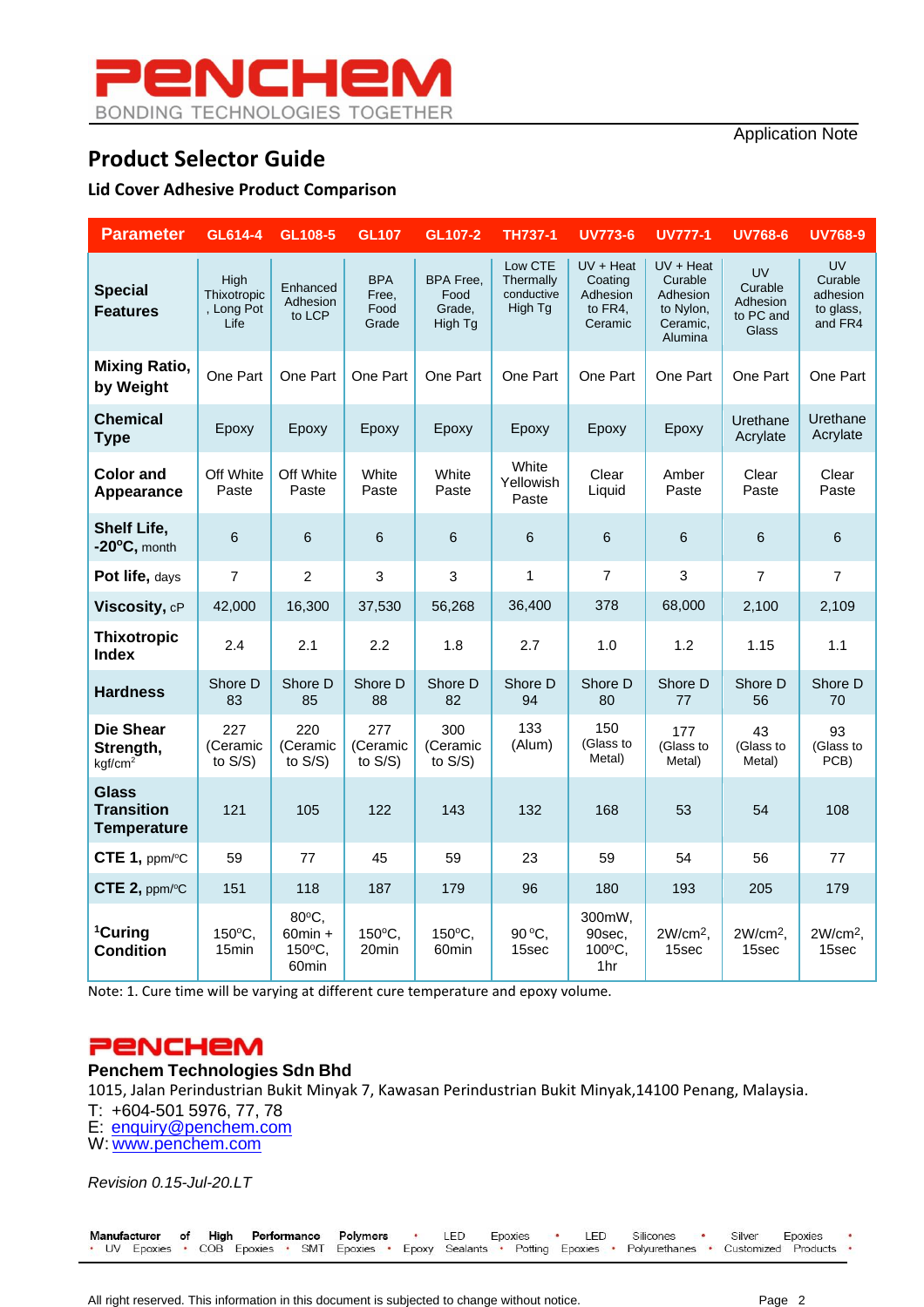PENCHEM

BONDING TECHNOLOGIES TOGETHER

Application Note

# Product Selector Guide

## Lid Cover Adhesive Product Comparison

| Parameter | GL614-4 | GL108-5 | GL107 | GL107-2 | TH737-1 | UV773-6 | UV777-1 | UV768-6 | UV768-9 |
|---|---|---|---|---|---|---|---|---|---|
| **Special Features** | High Thixotropic, Long Pot Life | Enhanced Adhesion to LCP | BPA Free, Food Grade | BPA Free, Food Grade, High Tg | Low CTE Thermally conductive High Tg | UV + Heat Coating Adhesion to FR4, Ceramic | UV + Heat Curable Adhesion to Nylon, Ceramic, Alumina | UV Curable Adhesion to PC and Glass | UV Curable adhesion to glass, and FR4 |
| **Mixing Ratio, by Weight** | One Part | One Part | One Part | One Part | One Part | One Part | One Part | One Part | One Part |
| **Chemical Type** | Epoxy | Epoxy | Epoxy | Epoxy | Epoxy | Epoxy | Epoxy | Urethane Acrylate | Urethane Acrylate |
| **Color and Appearance** | Off White Paste | Off White Paste | White Paste | White Paste | White Yellowish Paste | Clear Liquid | Amber Paste | Clear Paste | Clear Paste |
| **Shelf Life, -20°C,** month | 6 | 6 | 6 | 6 | 6 | 6 | 6 | 6 | 6 |
| **Pot life,** days | 7 | 2 | 3 | 3 | 1 | 7 | 3 | 7 | 7 |
| **Viscosity,** cP | 42,000 | 16,300 | 37,530 | 56,268 | 36,400 | 378 | 68,000 | 2,100 | 2,109 |
| **Thixotropic Index** | 2.4 | 2.1 | 2.2 | 1.8 | 2.7 | 1.0 | 1.2 | 1.15 | 1.1 |
| **Hardness** | Shore D 83 | Shore D 85 | Shore D 88 | Shore D 82 | Shore D 94 | Shore D 80 | Shore D 77 | Shore D 56 | Shore D 70 |
| **Die Shear Strength,** kgf/cm² | 227 (Ceramic to S/S) | 220 (Ceramic to S/S) | 277 (Ceramic to S/S) | 300 (Ceramic to S/S) | 133 (Alum) | 150 (Glass to Metal) | 177 (Glass to Metal) | 43 (Glass to Metal) | 93 (Glass to PCB) |
| **Glass Transition Temperature** | 121 | 105 | 122 | 143 | 132 | 168 | 53 | 54 | 108 |
| **CTE 1,** ppm/°C | 59 | 77 | 45 | 59 | 23 | 59 | 54 | 56 | 77 |
| **CTE 2,** ppm/°C | 151 | 118 | 187 | 179 | 96 | 180 | 193 | 205 | 179 |
| [1]**Curing Condition** | 150°C, 15min | 80°C, 60min + 150°C, 60min | 150°C, 20min | 150°C, 60min | 90 °C, 15sec | 300mW, 90sec, 100°C, 1hr | 2W/cm², 15sec | 2W/cm², 15sec | 2W/cm², 15sec |

Note: 1. Cure time will be varying at different cure temperature and epoxy volume.

PENCHEM

**Penchem Technologies Sdn Bhd**

1015, Jalan Perindustrian Bukit Minyak 7, Kawasan Perindustrian Bukit Minyak,14100 Penang, Malaysia.

T: +604-501 5976, 77, 78

E: enquiry@penchem.com

W: www.penchem.com

*Revision 0.15-Jul-20.LT*

**Manufacturer of High Performance Polymers** • LED Epoxies • LED Silicones • Silver Epoxies • UV Epoxies • COB Epoxies • SMT Epoxies • Epoxy Sealants • Potting Epoxies • Polyurethanes • Customized Products •

All right reserved. This information in this document is subjected to change without notice.